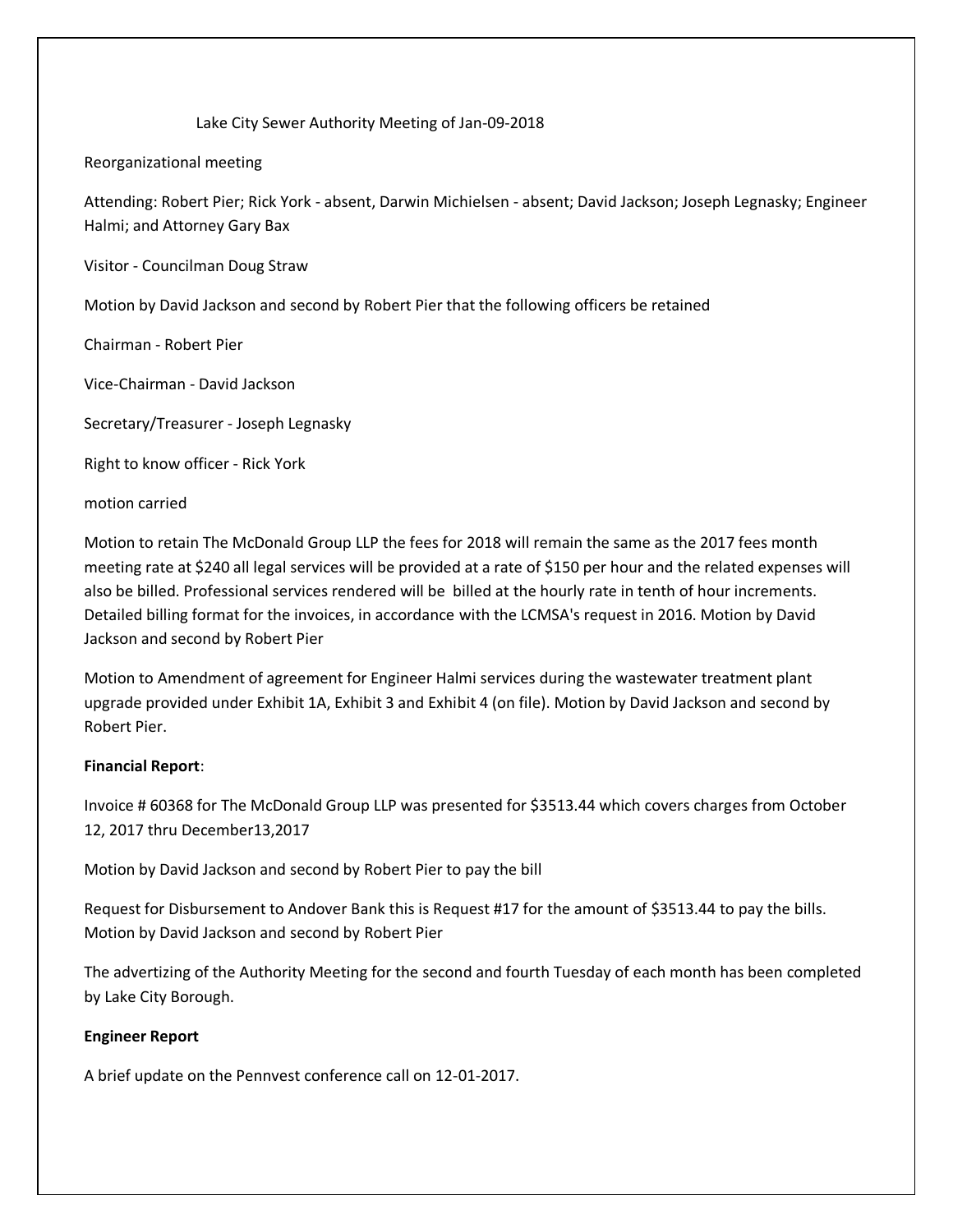Lake City Sewer Authority Meeting of Jan-09-2018

Reorganizational meeting

Attending: Robert Pier; Rick York - absent, Darwin Michielsen - absent; David Jackson; Joseph Legnasky; Engineer Halmi; and Attorney Gary Bax

Visitor - Councilman Doug Straw

Motion by David Jackson and second by Robert Pier that the following officers be retained

Chairman - Robert Pier

Vice-Chairman - David Jackson

Secretary/Treasurer - Joseph Legnasky

Right to know officer - Rick York

motion carried

Motion to retain The McDonald Group LLP the fees for 2018 will remain the same as the 2017 fees month meeting rate at $240 all legal services will be provided at a rate of $150 per hour and the related expenses will also be billed. Professional services rendered will be billed at the hourly rate in tenth of hour increments. Detailed billing format for the invoices, in accordance with the LCMSA's request in 2016. Motion by David Jackson and second by Robert Pier

Motion to Amendment of agreement for Engineer Halmi services during the wastewater treatment plant upgrade provided under Exhibit 1A, Exhibit 3 and Exhibit 4 (on file). Motion by David Jackson and second by Robert Pier.

**Financial Report**:

Invoice # 60368 for The McDonald Group LLP was presented for $3513.44 which covers charges from October 12, 2017 thru December13,2017

Motion by David Jackson and second by Robert Pier to pay the bill

Request for Disbursement to Andover Bank this is Request #17 for the amount of $3513.44 to pay the bills. Motion by David Jackson and second by Robert Pier

The advertizing of the Authority Meeting for the second and fourth Tuesday of each month has been completed by Lake City Borough.

**Engineer Report**

A brief update on the Pennvest conference call on 12-01-2017.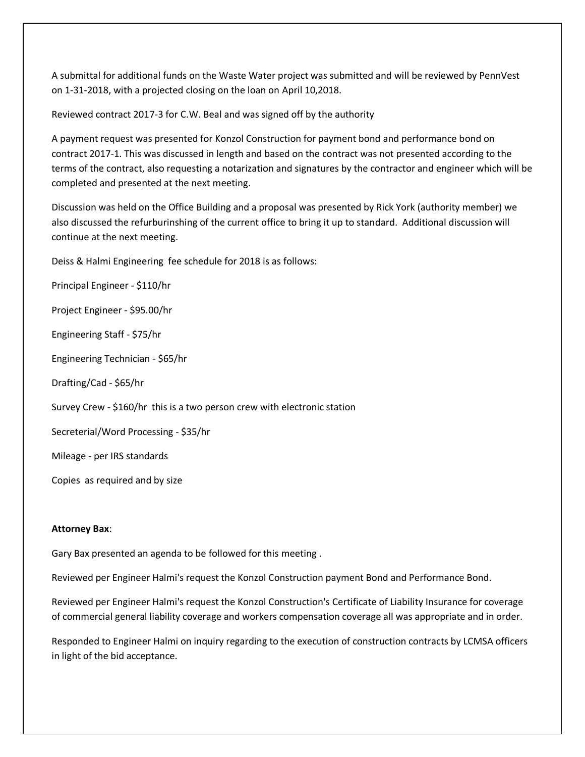A submittal for additional funds on the Waste Water project was submitted and will be reviewed by PennVest on 1-31-2018, with a projected closing on the loan on April 10,2018.

Reviewed contract 2017-3 for C.W. Beal and was signed off by the authority

A payment request was presented for Konzol Construction for payment bond and performance bond on contract 2017-1. This was discussed in length and based on the contract was not presented according to the terms of the contract, also requesting a notarization and signatures by the contractor and engineer which will be completed and presented at the next meeting.

Discussion was held on the Office Building and a proposal was presented by Rick York (authority member) we also discussed the refurburinshing of the current office to bring it up to standard. Additional discussion will continue at the next meeting.

Deiss & Halmi Engineering fee schedule for 2018 is as follows:

Principal Engineer - $110/hr

Project Engineer - $95.00/hr

Engineering Staff - $75/hr

Engineering Technician - $65/hr

Drafting/Cad - $65/hr

Survey Crew - $160/hr this is a two person crew with electronic station

Secreterial/Word Processing - $35/hr

Mileage - per IRS standards

Copies as required and by size

**Attorney Bax**:

Gary Bax presented an agenda to be followed for this meeting .

Reviewed per Engineer Halmi's request the Konzol Construction payment Bond and Performance Bond.

Reviewed per Engineer Halmi's request the Konzol Construction's Certificate of Liability Insurance for coverage of commercial general liability coverage and workers compensation coverage all was appropriate and in order.

Responded to Engineer Halmi on inquiry regarding to the execution of construction contracts by LCMSA officers in light of the bid acceptance.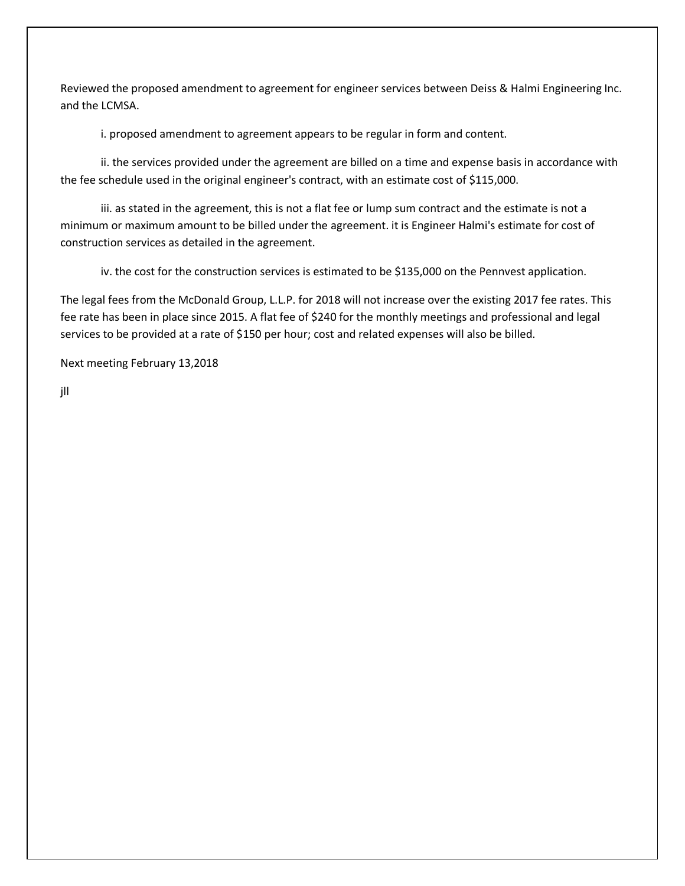Reviewed the proposed amendment to agreement for engineer services between Deiss & Halmi Engineering Inc. and the LCMSA.

i. proposed amendment to agreement appears to be regular in form and content.

ii. the services provided under the agreement are billed on a time and expense basis in accordance with the fee schedule used in the original engineer's contract, with an estimate cost of $115,000.

iii. as stated in the agreement, this is not a flat fee or lump sum contract and the estimate is not a minimum or maximum amount to be billed under the agreement. it is Engineer Halmi's estimate for cost of construction services as detailed in the agreement.

iv. the cost for the construction services is estimated to be $135,000 on the Pennvest application.

The legal fees from the McDonald Group, L.L.P. for 2018 will not increase over the existing 2017 fee rates. This fee rate has been in place since 2015. A flat fee of $240 for the monthly meetings and professional and legal services to be provided at a rate of $150 per hour; cost and related expenses will also be billed.

Next meeting February 13,2018

jll